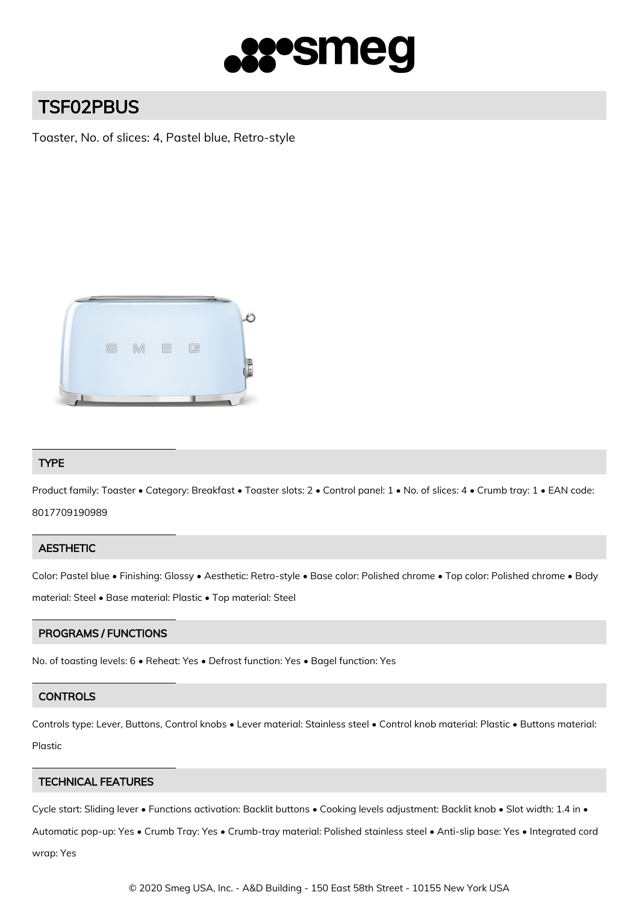# TSF02PBUS

Toaster, No. of slices: 4, Pastel blue, Retro-style

## TYPE

Product family: Toaster • Category: Breakfast • Toaster slots: 2 • Control panel: 1 • No. of slices: 4 • Crumb tray: 1 • EAN code: 8017709190989

## AESTHETIC

Color: Pastel blue • Finishing: Glossy • Aesthetic: Retro-style • Base color: Polished chrome • Top color: Polished chrome • Body material: Steel • Base material: Plastic • Top material: Steel

## PROGRAMS / FUNCTIONS

No. of toasting levels: 6 • Reheat: Yes • Defrost function: Yes • Bagel function: Yes

## CONTROLS

Controls type: Lever, Buttons, Control knobs • Lever material: Stainless steel • Control knob material: Plastic • Buttons material: Plastic

## TECHNICAL FEATURES

Cycle start: Sliding lever • Functions activation: Backlit buttons • Cooking levels adjustment: Backlit knob • Slot width: 1.4 in • Automatic pop-up: Yes • Crumb Tray: Yes • Crumb-tray material: Polished stainless steel • Anti-slip base: Yes • Integrated cord wrap: Yes

© 2020 Smeg USA, Inc. - A&D Building - 150 East 58th Street - 10155 New York USA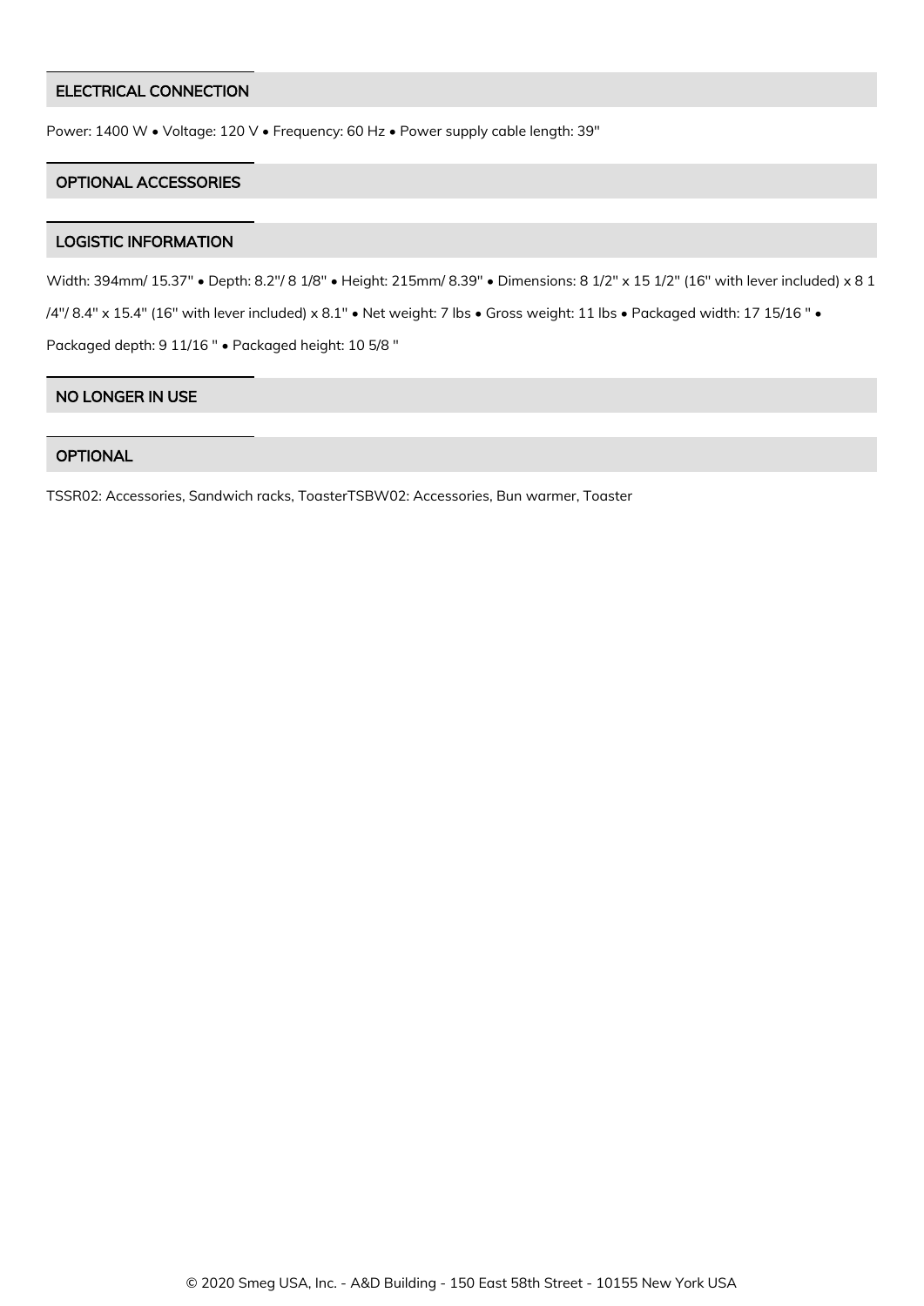## ELECTRICAL CONNECTION

Power: 1400 W • Voltage: 120 V • Frequency: 60 Hz • Power supply cable length: 39"

## OPTIONAL ACCESSORIES

## LOGISTIC INFORMATION

Width: 394mm/ 15.37" • Depth: 8.2"/ 8 1/8" • Height: 215mm/ 8.39" • Dimensions: 8 1/2" x 15 1/2" (16" with lever included) x 8 1 /4"/ 8.4" x 15.4" (16" with lever included) x 8.1" • Net weight: 7 lbs • Gross weight: 11 lbs • Packaged width: 17 15/16 " • Packaged depth: 9 11/16 " • Packaged height: 10 5/8 "

## NO LONGER IN USE

## OPTIONAL

TSSR02: Accessories, Sandwich racks, ToasterTSBW02: Accessories, Bun warmer, Toaster

© 2020 Smeg USA, Inc. - A&D Building - 150 East 58th Street - 10155 New York USA